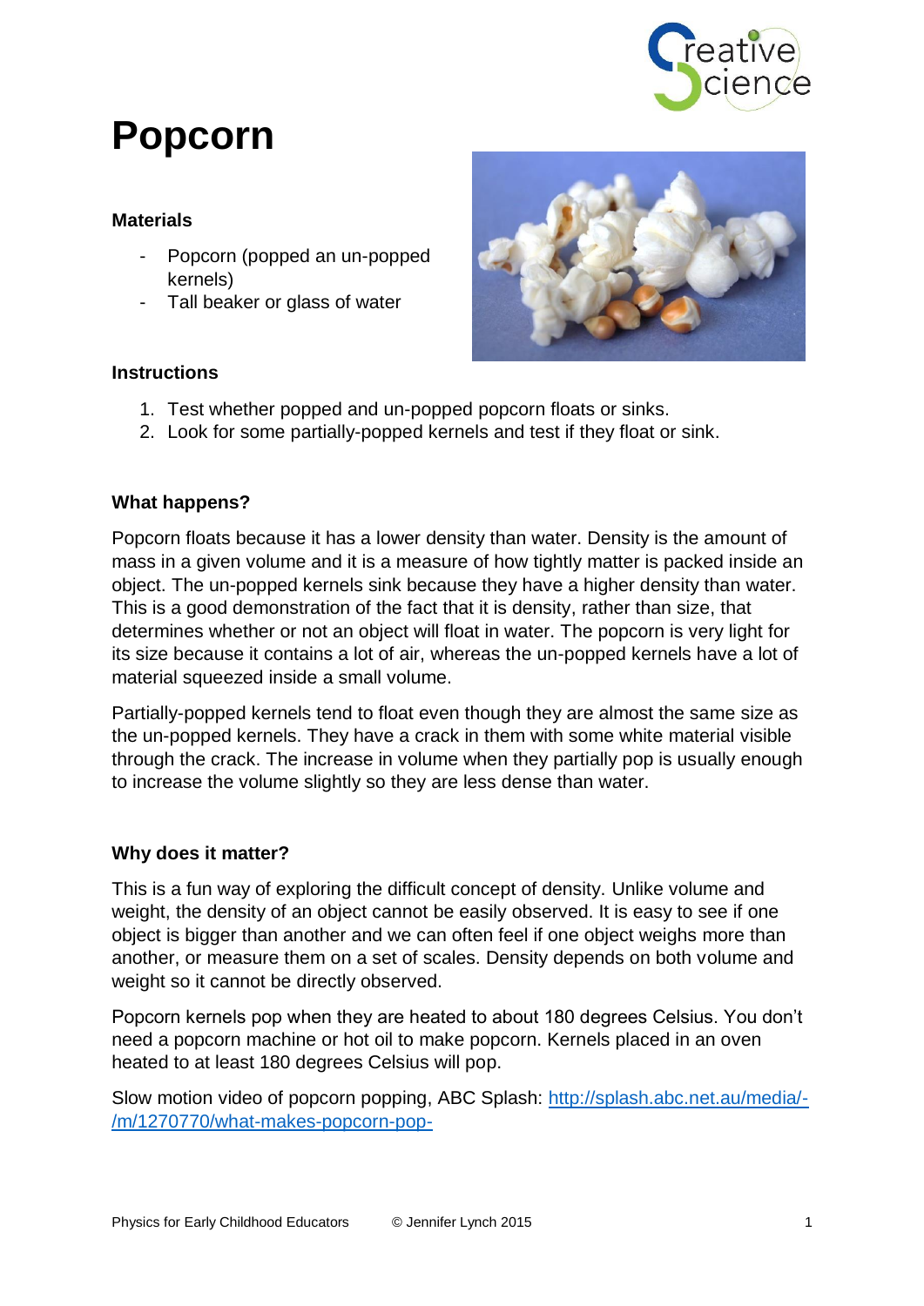# Popcorn

### Materials

- Popcorn (popped an un-popped kernels)
- Tall beaker or glass of water

### Instructions

1. Test whether popped and un-popped popcorn floats or sinks.
2. Look for some partially-popped kernels and test if they float or sink.

### What happens?

Popcorn floats because it has a lower density than water. Density is the amount of mass in a given volume and it is a measure of how tightly matter is packed inside an object. The un-popped kernels sink because they have a higher density than water. This is a good demonstration of the fact that it is density, rather than size, that determines whether or not an object will float in water. The popcorn is very light for its size because it contains a lot of air, whereas the un-popped kernels have a lot of material squeezed inside a small volume.

Partially-popped kernels tend to float even though they are almost the same size as the un-popped kernels. They have a crack in them with some white material visible through the crack. The increase in volume when they partially pop is usually enough to increase the volume slightly so they are less dense than water.

### Why does it matter?

This is a fun way of exploring the difficult concept of density. Unlike volume and weight, the density of an object cannot be easily observed. It is easy to see if one object is bigger than another and we can often feel if one object weighs more than another, or measure them on a set of scales. Density depends on both volume and weight so it cannot be directly observed.

Popcorn kernels pop when they are heated to about 180 degrees Celsius. You don't need a popcorn machine or hot oil to make popcorn. Kernels placed in an oven heated to at least 180 degrees Celsius will pop.

Slow motion video of popcorn popping, ABC Splash: http://splash.abc.net.au/media/-/m/1270770/what-makes-popcorn-pop-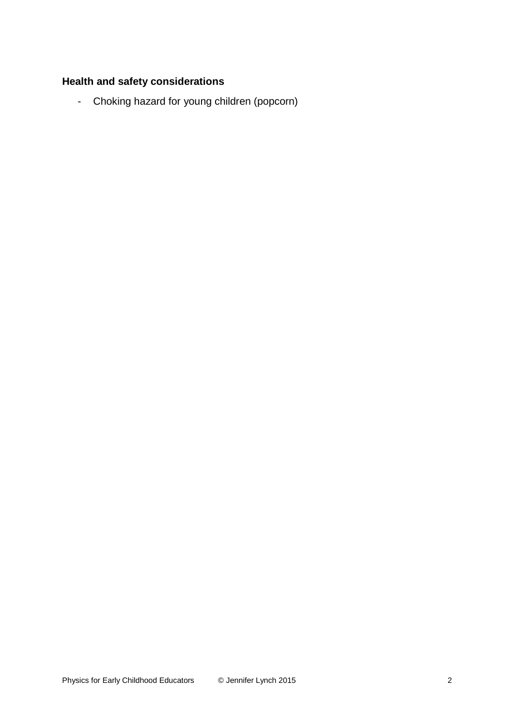**Health and safety considerations**

- Choking hazard for young children (popcorn)